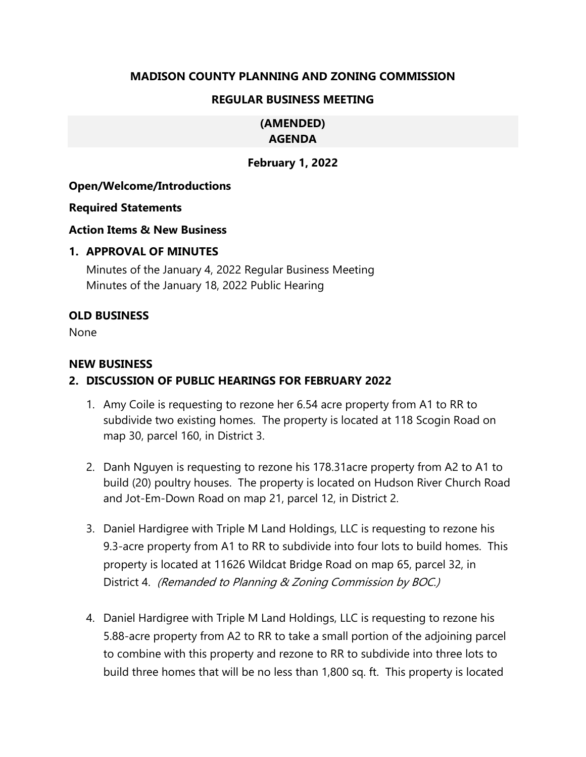**MADISON COUNTY PLANNING AND ZONING COMMISSION**

**REGULAR BUSINESS MEETING**

**(AMENDED)**
**AGENDA**

**February 1, 2022**

**Open/Welcome/Introductions**

**Required Statements**

**Action Items & New Business**

**1. APPROVAL OF MINUTES**

Minutes of the January 4, 2022 Regular Business Meeting
Minutes of the January 18, 2022 Public Hearing

**OLD BUSINESS**

None

**NEW BUSINESS**

**2. DISCUSSION OF PUBLIC HEARINGS FOR FEBRUARY 2022**

1. Amy Coile is requesting to rezone her 6.54 acre property from A1 to RR to subdivide two existing homes. The property is located at 118 Scogin Road on map 30, parcel 160, in District 3.

2. Danh Nguyen is requesting to rezone his 178.31acre property from A2 to A1 to build (20) poultry houses. The property is located on Hudson River Church Road and Jot-Em-Down Road on map 21, parcel 12, in District 2.

3. Daniel Hardigree with Triple M Land Holdings, LLC is requesting to rezone his 9.3-acre property from A1 to RR to subdivide into four lots to build homes. This property is located at 11626 Wildcat Bridge Road on map 65, parcel 32, in District 4. *(Remanded to Planning & Zoning Commission by BOC.)*

4. Daniel Hardigree with Triple M Land Holdings, LLC is requesting to rezone his 5.88-acre property from A2 to RR to take a small portion of the adjoining parcel to combine with this property and rezone to RR to subdivide into three lots to build three homes that will be no less than 1,800 sq. ft. This property is located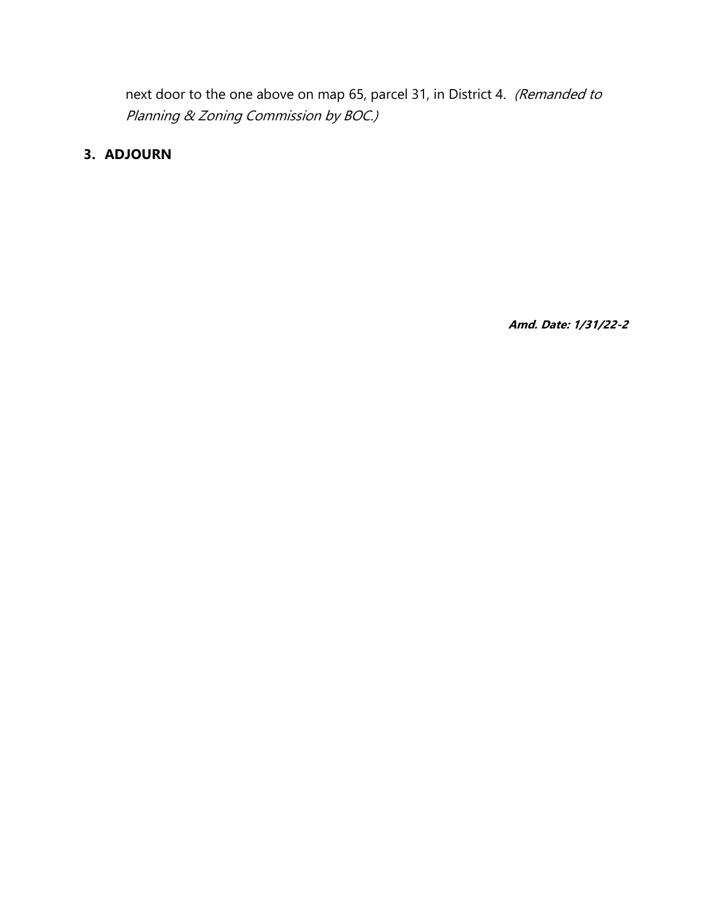next door to the one above on map 65, parcel 31, in District 4. *(Remanded to Planning & Zoning Commission by BOC.)*

**3. ADJOURN**

***Amd. Date: 1/31/22-2***